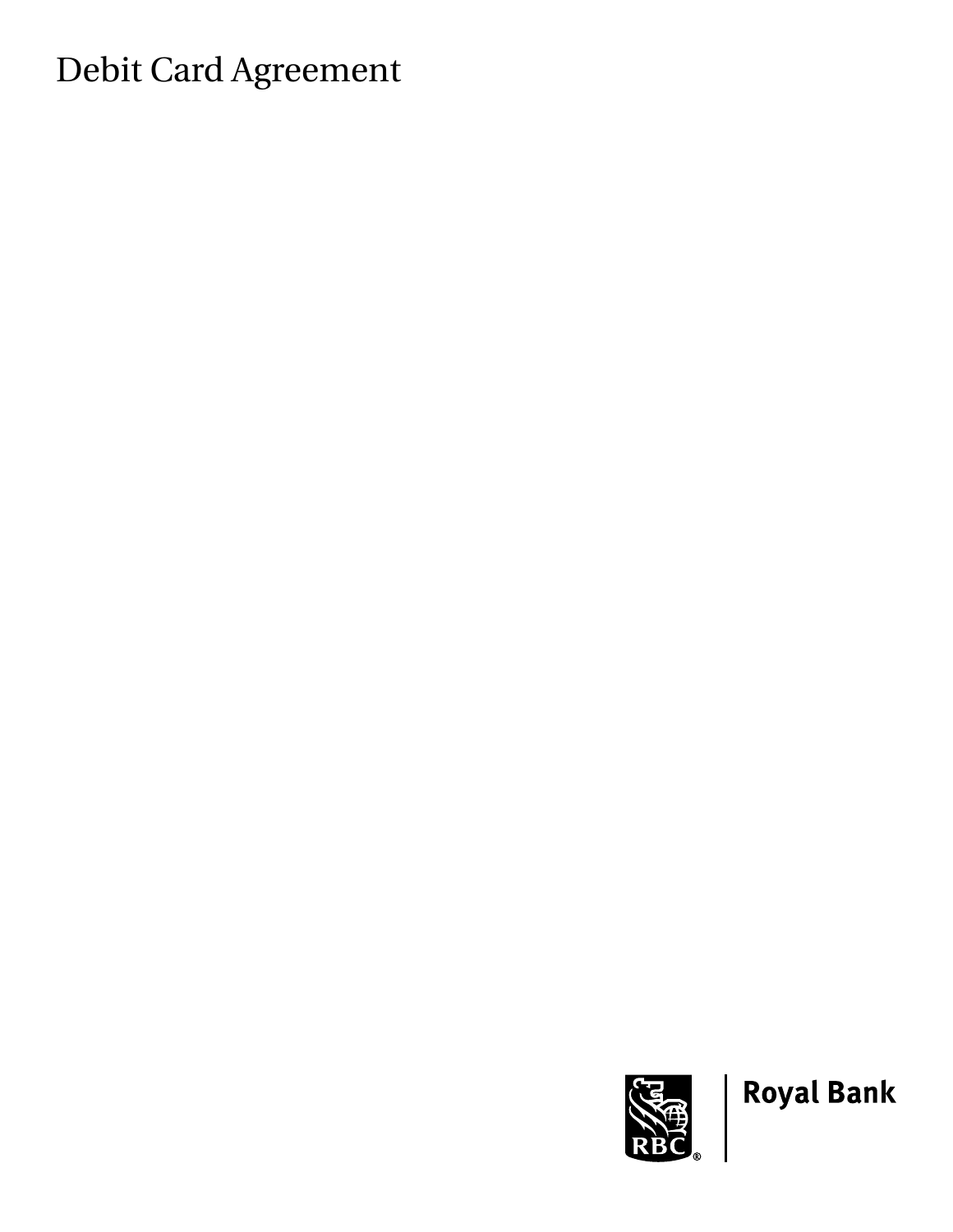# Debit Card Agreement

Royal Bank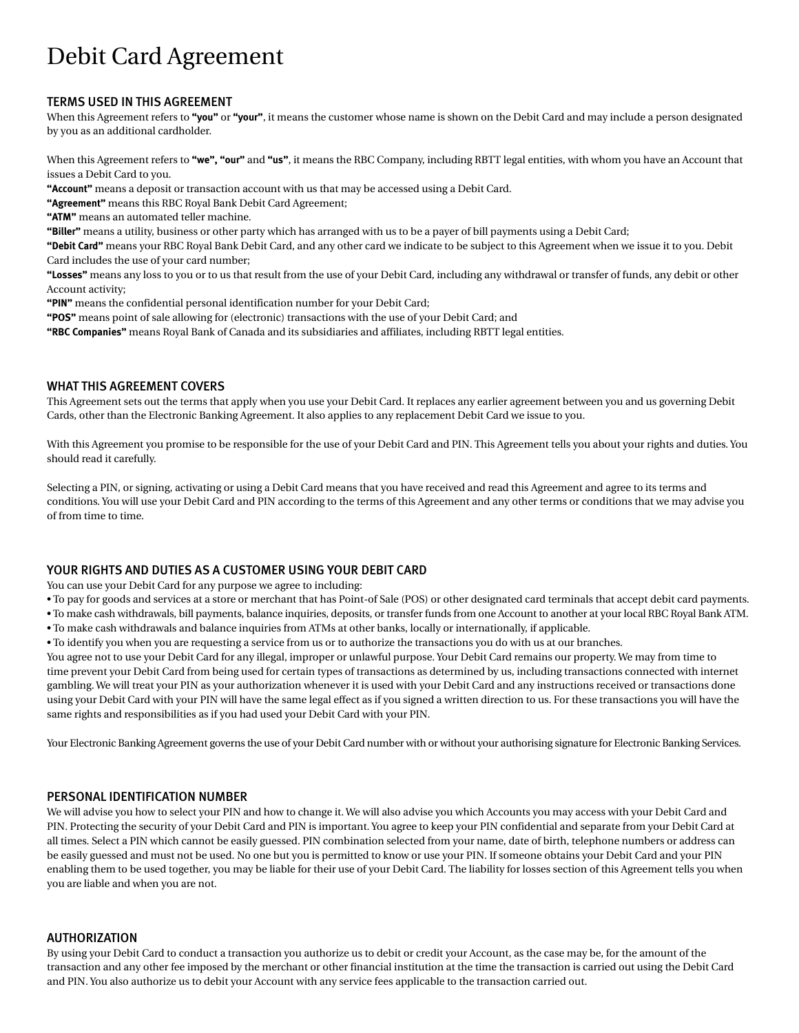# Debit Card Agreement

## TERMS USED IN THIS AGREEMENT

When this Agreement refers to **"you"** or **"your"**, it means the customer whose name is shown on the Debit Card and may include a person designated by you as an additional cardholder.

When this Agreement refers to **"we", "our"** and **"us"**, it means the RBC Company, including RBTT legal entities, with whom you have an Account that issues a Debit Card to you.

**"Account"** means a deposit or transaction account with us that may be accessed using a Debit Card.

**"Agreement"** means this RBC Royal Bank Debit Card Agreement;

**"ATM"** means an automated teller machine.

**"Biller"** means a utility, business or other party which has arranged with us to be a payer of bill payments using a Debit Card;

**"Debit Card"** means your RBC Royal Bank Debit Card, and any other card we indicate to be subject to this Agreement when we issue it to you. Debit Card includes the use of your card number;

**"Losses"** means any loss to you or to us that result from the use of your Debit Card, including any withdrawal or transfer of funds, any debit or other Account activity;

**"PIN"** means the confidential personal identification number for your Debit Card;

**"POS"** means point of sale allowing for (electronic) transactions with the use of your Debit Card; and

**"RBC Companies"** means Royal Bank of Canada and its subsidiaries and affiliates, including RBTT legal entities.

## WHAT THIS AGREEMENT COVERS

This Agreement sets out the terms that apply when you use your Debit Card. It replaces any earlier agreement between you and us governing Debit Cards, other than the Electronic Banking Agreement. It also applies to any replacement Debit Card we issue to you.

With this Agreement you promise to be responsible for the use of your Debit Card and PIN. This Agreement tells you about your rights and duties. You should read it carefully.

Selecting a PIN, or signing, activating or using a Debit Card means that you have received and read this Agreement and agree to its terms and conditions. You will use your Debit Card and PIN according to the terms of this Agreement and any other terms or conditions that we may advise you of from time to time.

## YOUR RIGHTS AND DUTIES AS A CUSTOMER USING YOUR DEBIT CARD

You can use your Debit Card for any purpose we agree to including:

- To pay for goods and services at a store or merchant that has Point-of Sale (POS) or other designated card terminals that accept debit card payments.
- To make cash withdrawals, bill payments, balance inquiries, deposits, or transfer funds from one Account to another at your local RBC Royal Bank ATM.
- To make cash withdrawals and balance inquiries from ATMs at other banks, locally or internationally, if applicable.
- To identify you when you are requesting a service from us or to authorize the transactions you do with us at our branches.

You agree not to use your Debit Card for any illegal, improper or unlawful purpose. Your Debit Card remains our property. We may from time to time prevent your Debit Card from being used for certain types of transactions as determined by us, including transactions connected with internet gambling. We will treat your PIN as your authorization whenever it is used with your Debit Card and any instructions received or transactions done using your Debit Card with your PIN will have the same legal effect as if you signed a written direction to us. For these transactions you will have the same rights and responsibilities as if you had used your Debit Card with your PIN.

Your Electronic Banking Agreement governs the use of your Debit Card number with or without your authorising signature for Electronic Banking Services.

## PERSONAL IDENTIFICATION NUMBER

We will advise you how to select your PIN and how to change it. We will also advise you which Accounts you may access with your Debit Card and PIN. Protecting the security of your Debit Card and PIN is important. You agree to keep your PIN confidential and separate from your Debit Card at all times. Select a PIN which cannot be easily guessed. PIN combination selected from your name, date of birth, telephone numbers or address can be easily guessed and must not be used. No one but you is permitted to know or use your PIN. If someone obtains your Debit Card and your PIN enabling them to be used together, you may be liable for their use of your Debit Card. The liability for losses section of this Agreement tells you when you are liable and when you are not.

## AUTHORIZATION

By using your Debit Card to conduct a transaction you authorize us to debit or credit your Account, as the case may be, for the amount of the transaction and any other fee imposed by the merchant or other financial institution at the time the transaction is carried out using the Debit Card and PIN. You also authorize us to debit your Account with any service fees applicable to the transaction carried out.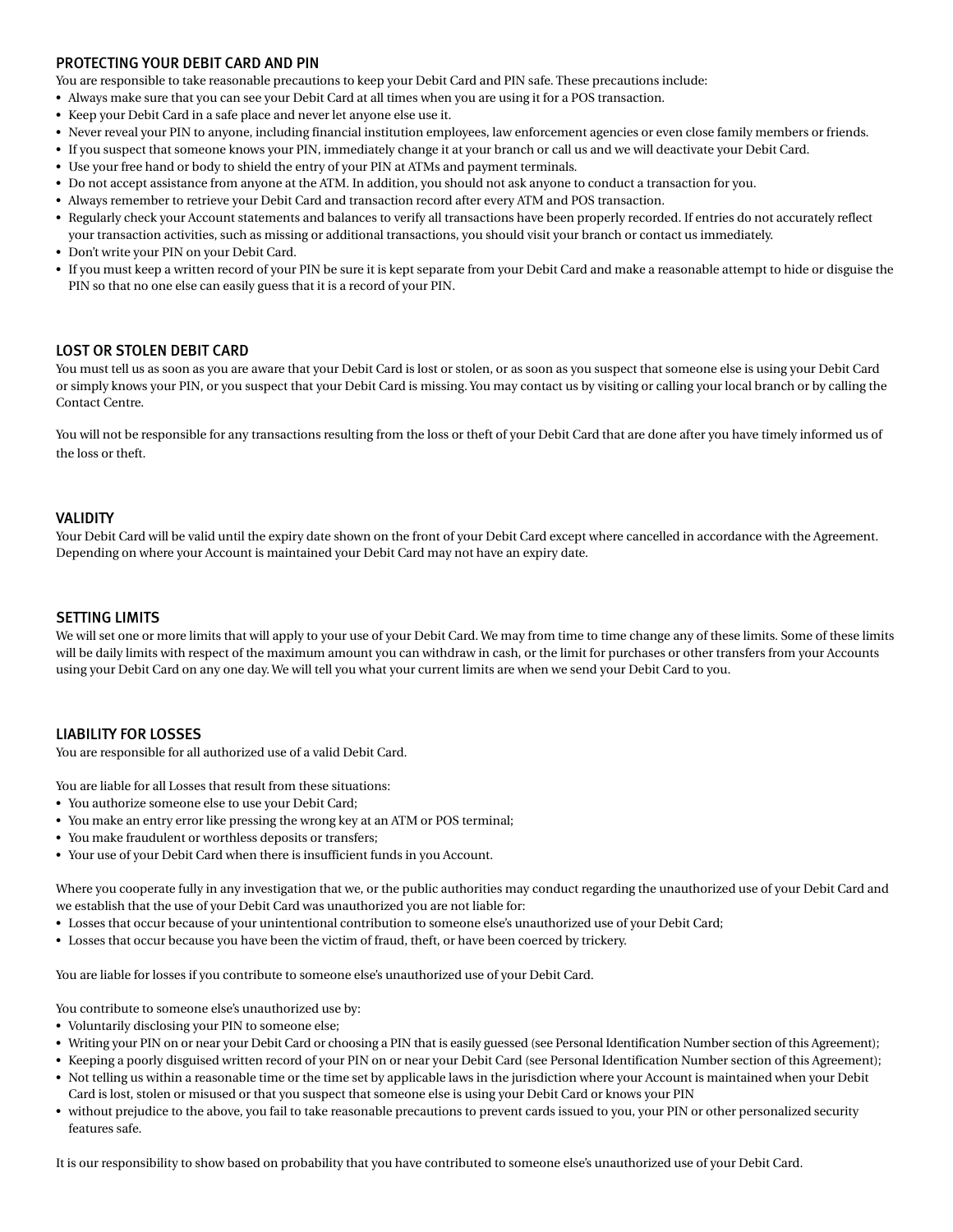## PROTECTING YOUR DEBIT CARD AND PIN

You are responsible to take reasonable precautions to keep your Debit Card and PIN safe. These precautions include:

- Always make sure that you can see your Debit Card at all times when you are using it for a POS transaction.
- Keep your Debit Card in a safe place and never let anyone else use it.
- Never reveal your PIN to anyone, including financial institution employees, law enforcement agencies or even close family members or friends.
- If you suspect that someone knows your PIN, immediately change it at your branch or call us and we will deactivate your Debit Card.
- Use your free hand or body to shield the entry of your PIN at ATMs and payment terminals.
- Do not accept assistance from anyone at the ATM. In addition, you should not ask anyone to conduct a transaction for you.
- Always remember to retrieve your Debit Card and transaction record after every ATM and POS transaction.
- Regularly check your Account statements and balances to verify all transactions have been properly recorded. If entries do not accurately reflect your transaction activities, such as missing or additional transactions, you should visit your branch or contact us immediately.
- Don't write your PIN on your Debit Card.
- If you must keep a written record of your PIN be sure it is kept separate from your Debit Card and make a reasonable attempt to hide or disguise the PIN so that no one else can easily guess that it is a record of your PIN.

## LOST OR STOLEN DEBIT CARD

You must tell us as soon as you are aware that your Debit Card is lost or stolen, or as soon as you suspect that someone else is using your Debit Card or simply knows your PIN, or you suspect that your Debit Card is missing. You may contact us by visiting or calling your local branch or by calling the Contact Centre.

You will not be responsible for any transactions resulting from the loss or theft of your Debit Card that are done after you have timely informed us of the loss or theft.

## VALIDITY

Your Debit Card will be valid until the expiry date shown on the front of your Debit Card except where cancelled in accordance with the Agreement. Depending on where your Account is maintained your Debit Card may not have an expiry date.

## SETTING LIMITS

We will set one or more limits that will apply to your use of your Debit Card. We may from time to time change any of these limits. Some of these limits will be daily limits with respect of the maximum amount you can withdraw in cash, or the limit for purchases or other transfers from your Accounts using your Debit Card on any one day. We will tell you what your current limits are when we send your Debit Card to you.

## LIABILITY FOR LOSSES

You are responsible for all authorized use of a valid Debit Card.

You are liable for all Losses that result from these situations:

- You authorize someone else to use your Debit Card;
- You make an entry error like pressing the wrong key at an ATM or POS terminal;
- You make fraudulent or worthless deposits or transfers;
- Your use of your Debit Card when there is insufficient funds in you Account.

Where you cooperate fully in any investigation that we, or the public authorities may conduct regarding the unauthorized use of your Debit Card and we establish that the use of your Debit Card was unauthorized you are not liable for:

- Losses that occur because of your unintentional contribution to someone else's unauthorized use of your Debit Card;
- Losses that occur because you have been the victim of fraud, theft, or have been coerced by trickery.

You are liable for losses if you contribute to someone else's unauthorized use of your Debit Card.

You contribute to someone else's unauthorized use by:

- Voluntarily disclosing your PIN to someone else;
- Writing your PIN on or near your Debit Card or choosing a PIN that is easily guessed (see Personal Identification Number section of this Agreement);
- Keeping a poorly disguised written record of your PIN on or near your Debit Card (see Personal Identification Number section of this Agreement);
- Not telling us within a reasonable time or the time set by applicable laws in the jurisdiction where your Account is maintained when your Debit Card is lost, stolen or misused or that you suspect that someone else is using your Debit Card or knows your PIN
- without prejudice to the above, you fail to take reasonable precautions to prevent cards issued to you, your PIN or other personalized security features safe.

It is our responsibility to show based on probability that you have contributed to someone else's unauthorized use of your Debit Card.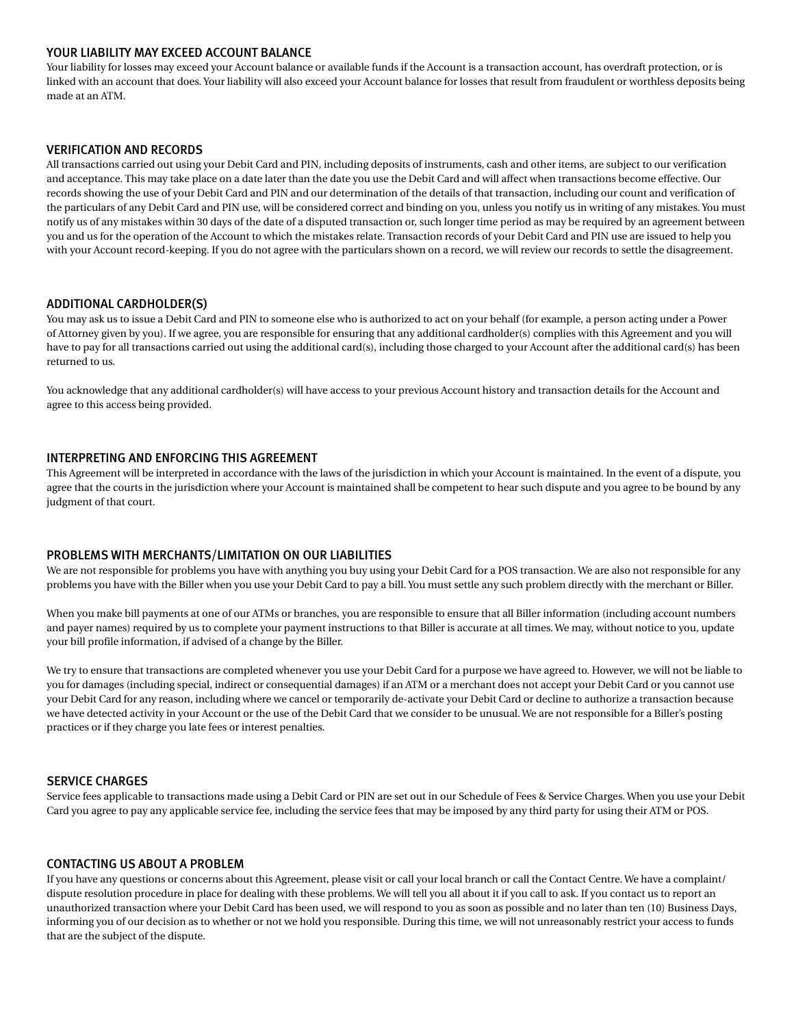## YOUR LIABILITY MAY EXCEED ACCOUNT BALANCE

Your liability for losses may exceed your Account balance or available funds if the Account is a transaction account, has overdraft protection, or is linked with an account that does. Your liability will also exceed your Account balance for losses that result from fraudulent or worthless deposits being made at an ATM.

## VERIFICATION AND RECORDS

All transactions carried out using your Debit Card and PIN, including deposits of instruments, cash and other items, are subject to our verification and acceptance. This may take place on a date later than the date you use the Debit Card and will affect when transactions become effective. Our records showing the use of your Debit Card and PIN and our determination of the details of that transaction, including our count and verification of the particulars of any Debit Card and PIN use, will be considered correct and binding on you, unless you notify us in writing of any mistakes. You must notify us of any mistakes within 30 days of the date of a disputed transaction or, such longer time period as may be required by an agreement between you and us for the operation of the Account to which the mistakes relate. Transaction records of your Debit Card and PIN use are issued to help you with your Account record-keeping. If you do not agree with the particulars shown on a record, we will review our records to settle the disagreement.

## ADDITIONAL CARDHOLDER(S)

You may ask us to issue a Debit Card and PIN to someone else who is authorized to act on your behalf (for example, a person acting under a Power of Attorney given by you). If we agree, you are responsible for ensuring that any additional cardholder(s) complies with this Agreement and you will have to pay for all transactions carried out using the additional card(s), including those charged to your Account after the additional card(s) has been returned to us.

You acknowledge that any additional cardholder(s) will have access to your previous Account history and transaction details for the Account and agree to this access being provided.

## INTERPRETING AND ENFORCING THIS AGREEMENT

This Agreement will be interpreted in accordance with the laws of the jurisdiction in which your Account is maintained. In the event of a dispute, you agree that the courts in the jurisdiction where your Account is maintained shall be competent to hear such dispute and you agree to be bound by any judgment of that court.

## PROBLEMS WITH MERCHANTS/LIMITATION ON OUR LIABILITIES

We are not responsible for problems you have with anything you buy using your Debit Card for a POS transaction. We are also not responsible for any problems you have with the Biller when you use your Debit Card to pay a bill. You must settle any such problem directly with the merchant or Biller.

When you make bill payments at one of our ATMs or branches, you are responsible to ensure that all Biller information (including account numbers and payer names) required by us to complete your payment instructions to that Biller is accurate at all times. We may, without notice to you, update your bill profile information, if advised of a change by the Biller.

We try to ensure that transactions are completed whenever you use your Debit Card for a purpose we have agreed to. However, we will not be liable to you for damages (including special, indirect or consequential damages) if an ATM or a merchant does not accept your Debit Card or you cannot use your Debit Card for any reason, including where we cancel or temporarily de-activate your Debit Card or decline to authorize a transaction because we have detected activity in your Account or the use of the Debit Card that we consider to be unusual. We are not responsible for a Biller's posting practices or if they charge you late fees or interest penalties.

## SERVICE CHARGES

Service fees applicable to transactions made using a Debit Card or PIN are set out in our Schedule of Fees & Service Charges. When you use your Debit Card you agree to pay any applicable service fee, including the service fees that may be imposed by any third party for using their ATM or POS.

## CONTACTING US ABOUT A PROBLEM

If you have any questions or concerns about this Agreement, please visit or call your local branch or call the Contact Centre. We have a complaint/dispute resolution procedure in place for dealing with these problems. We will tell you all about it if you call to ask. If you contact us to report an unauthorized transaction where your Debit Card has been used, we will respond to you as soon as possible and no later than ten (10) Business Days, informing you of our decision as to whether or not we hold you responsible. During this time, we will not unreasonably restrict your access to funds that are the subject of the dispute.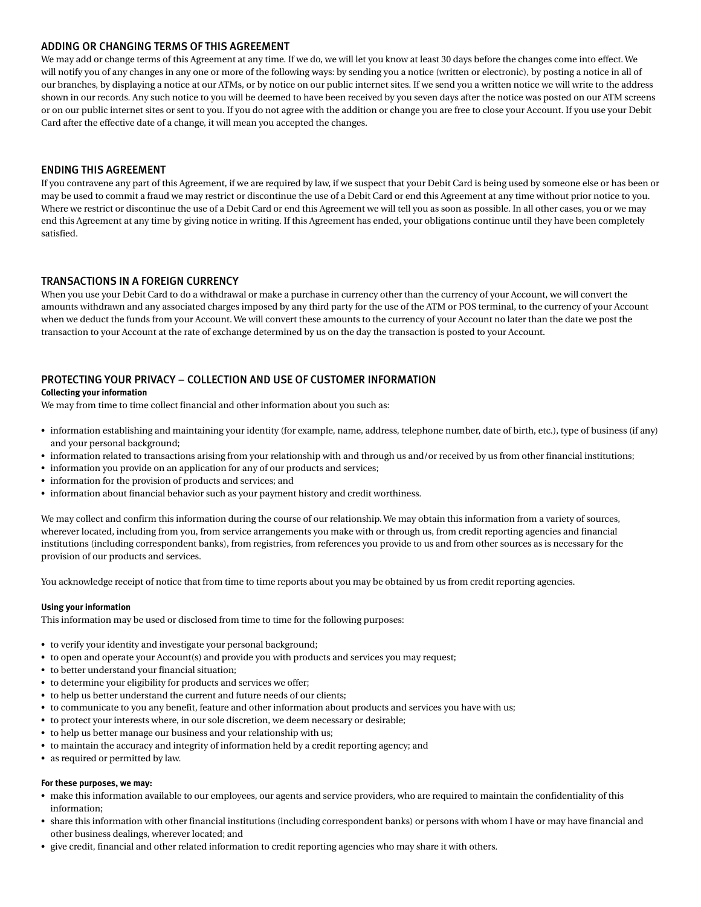## ADDING OR CHANGING TERMS OF THIS AGREEMENT

We may add or change terms of this Agreement at any time. If we do, we will let you know at least 30 days before the changes come into effect. We will notify you of any changes in any one or more of the following ways: by sending you a notice (written or electronic), by posting a notice in all of our branches, by displaying a notice at our ATMs, or by notice on our public internet sites. If we send you a written notice we will write to the address shown in our records. Any such notice to you will be deemed to have been received by you seven days after the notice was posted on our ATM screens or on our public internet sites or sent to you. If you do not agree with the addition or change you are free to close your Account. If you use your Debit Card after the effective date of a change, it will mean you accepted the changes.

## ENDING THIS AGREEMENT

If you contravene any part of this Agreement, if we are required by law, if we suspect that your Debit Card is being used by someone else or has been or may be used to commit a fraud we may restrict or discontinue the use of a Debit Card or end this Agreement at any time without prior notice to you. Where we restrict or discontinue the use of a Debit Card or end this Agreement we will tell you as soon as possible. In all other cases, you or we may end this Agreement at any time by giving notice in writing. If this Agreement has ended, your obligations continue until they have been completely satisfied.

## TRANSACTIONS IN A FOREIGN CURRENCY

When you use your Debit Card to do a withdrawal or make a purchase in currency other than the currency of your Account, we will convert the amounts withdrawn and any associated charges imposed by any third party for the use of the ATM or POS terminal, to the currency of your Account when we deduct the funds from your Account. We will convert these amounts to the currency of your Account no later than the date we post the transaction to your Account at the rate of exchange determined by us on the day the transaction is posted to your Account.

## PROTECTING YOUR PRIVACY – COLLECTION AND USE OF CUSTOMER INFORMATION

**Collecting your information**

We may from time to time collect financial and other information about you such as:

- information establishing and maintaining your identity (for example, name, address, telephone number, date of birth, etc.), type of business (if any) and your personal background;
- information related to transactions arising from your relationship with and through us and/or received by us from other financial institutions;
- information you provide on an application for any of our products and services;
- information for the provision of products and services; and
- information about financial behavior such as your payment history and credit worthiness.

We may collect and confirm this information during the course of our relationship. We may obtain this information from a variety of sources, wherever located, including from you, from service arrangements you make with or through us, from credit reporting agencies and financial institutions (including correspondent banks), from registries, from references you provide to us and from other sources as is necessary for the provision of our products and services.

You acknowledge receipt of notice that from time to time reports about you may be obtained by us from credit reporting agencies.

**Using your information**

This information may be used or disclosed from time to time for the following purposes:

- to verify your identity and investigate your personal background;
- to open and operate your Account(s) and provide you with products and services you may request;
- to better understand your financial situation;
- to determine your eligibility for products and services we offer;
- to help us better understand the current and future needs of our clients;
- to communicate to you any benefit, feature and other information about products and services you have with us;
- to protect your interests where, in our sole discretion, we deem necessary or desirable;
- to help us better manage our business and your relationship with us;
- to maintain the accuracy and integrity of information held by a credit reporting agency; and
- as required or permitted by law.

**For these purposes, we may:**

- make this information available to our employees, our agents and service providers, who are required to maintain the confidentiality of this information;
- share this information with other financial institutions (including correspondent banks) or persons with whom I have or may have financial and other business dealings, wherever located; and
- give credit, financial and other related information to credit reporting agencies who may share it with others.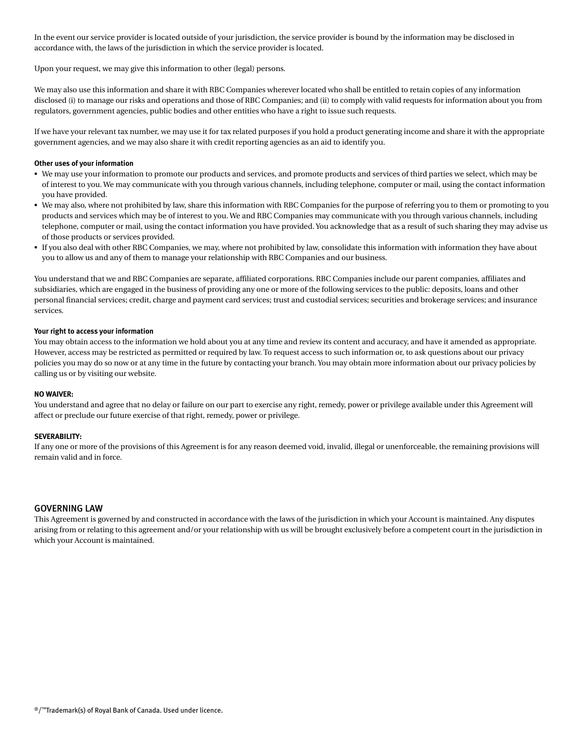In the event our service provider is located outside of your jurisdiction, the service provider is bound by the information may be disclosed in accordance with, the laws of the jurisdiction in which the service provider is located.

Upon your request, we may give this information to other (legal) persons.

We may also use this information and share it with RBC Companies wherever located who shall be entitled to retain copies of any information disclosed (i) to manage our risks and operations and those of RBC Companies; and (ii) to comply with valid requests for information about you from regulators, government agencies, public bodies and other entities who have a right to issue such requests.

If we have your relevant tax number, we may use it for tax related purposes if you hold a product generating income and share it with the appropriate government agencies, and we may also share it with credit reporting agencies as an aid to identify you.

**Other uses of your information**

- We may use your information to promote our products and services, and promote products and services of third parties we select, which may be of interest to you. We may communicate with you through various channels, including telephone, computer or mail, using the contact information you have provided.
- We may also, where not prohibited by law, share this information with RBC Companies for the purpose of referring you to them or promoting to you products and services which may be of interest to you. We and RBC Companies may communicate with you through various channels, including telephone, computer or mail, using the contact information you have provided. You acknowledge that as a result of such sharing they may advise us of those products or services provided.
- If you also deal with other RBC Companies, we may, where not prohibited by law, consolidate this information with information they have about you to allow us and any of them to manage your relationship with RBC Companies and our business.

You understand that we and RBC Companies are separate, affiliated corporations. RBC Companies include our parent companies, affiliates and subsidiaries, which are engaged in the business of providing any one or more of the following services to the public: deposits, loans and other personal financial services; credit, charge and payment card services; trust and custodial services; securities and brokerage services; and insurance services.

**Your right to access your information**

You may obtain access to the information we hold about you at any time and review its content and accuracy, and have it amended as appropriate. However, access may be restricted as permitted or required by law. To request access to such information or, to ask questions about our privacy policies you may do so now or at any time in the future by contacting your branch. You may obtain more information about our privacy policies by calling us or by visiting our website.

**NO WAIVER:**

You understand and agree that no delay or failure on our part to exercise any right, remedy, power or privilege available under this Agreement will affect or preclude our future exercise of that right, remedy, power or privilege.

**SEVERABILITY:**

If any one or more of the provisions of this Agreement is for any reason deemed void, invalid, illegal or unenforceable, the remaining provisions will remain valid and in force.

## GOVERNING LAW

This Agreement is governed by and constructed in accordance with the laws of the jurisdiction in which your Account is maintained. Any disputes arising from or relating to this agreement and/or your relationship with us will be brought exclusively before a competent court in the jurisdiction in which your Account is maintained.

®/™Trademark(s) of Royal Bank of Canada. Used under licence.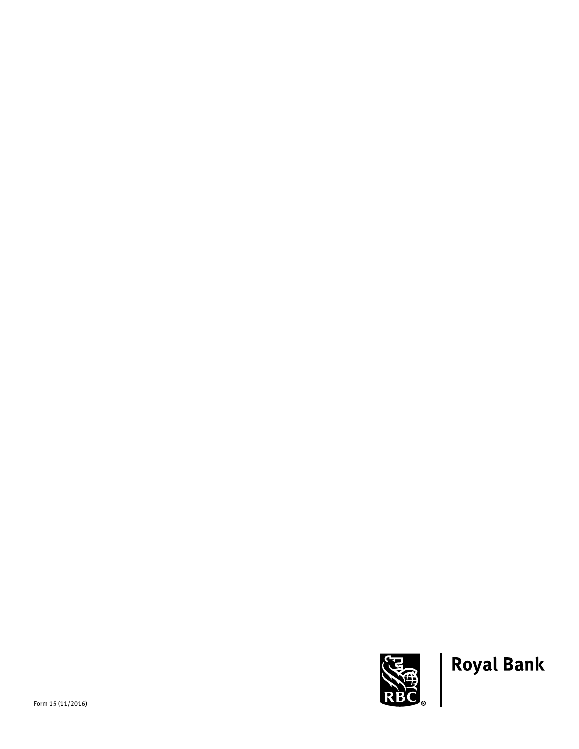Form 15 (11/2016)

Royal Bank